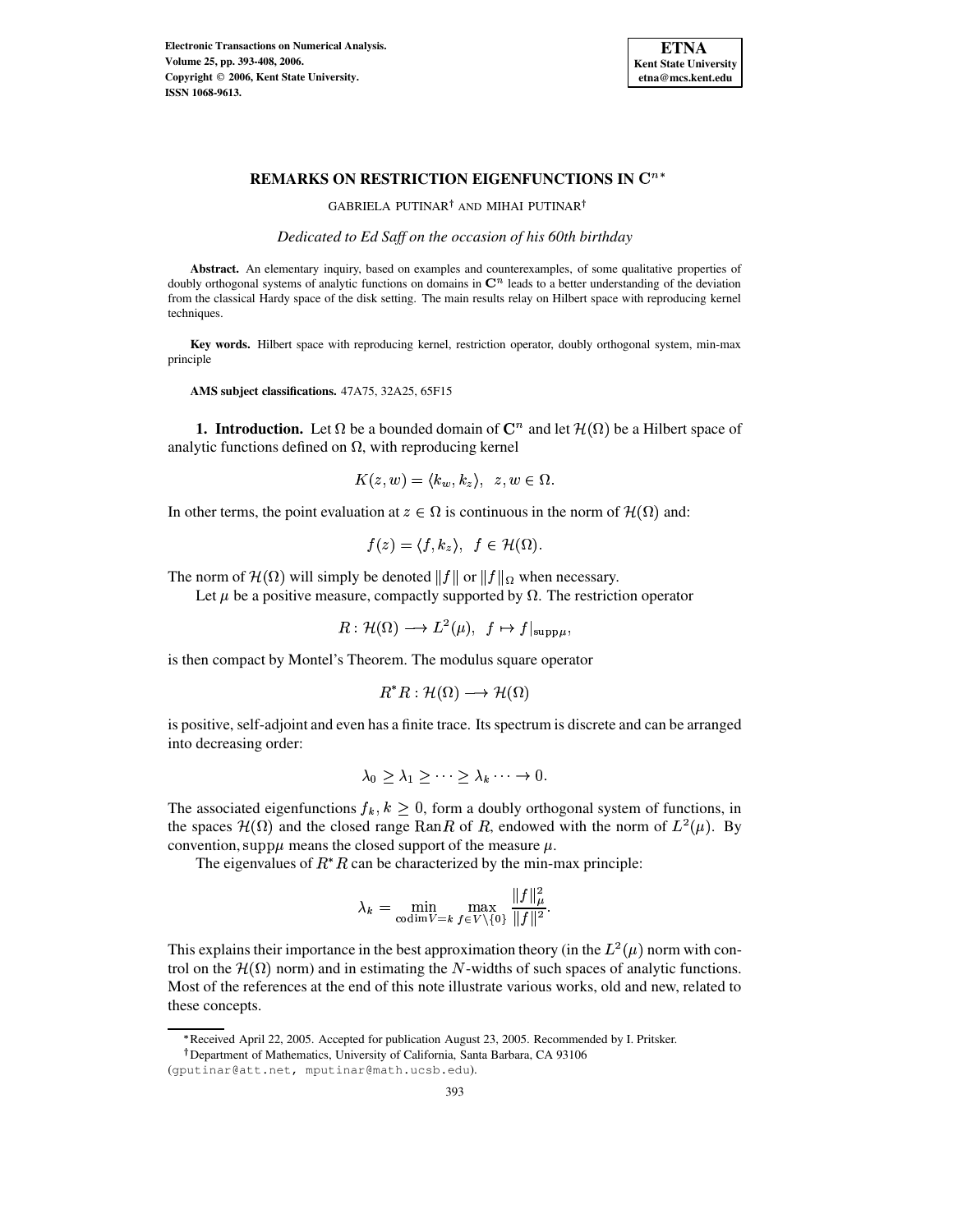# REMARKS ON RESTRICTION EIGENFUNCTIONS IN $\mathbf{C}^n$*

GABRIELA PUTINAR† AND MIHAI PUTINAR†

*Dedicated to Ed Saff on the occasion of his 60th birthday*

**Abstract.** An elementary inquiry, based on examples and counterexamples, of some qualitative properties of doubly orthogonal systems of analytic functions on domains in $\mathbf{C}^n$ leads to a better understanding of the deviation from the classical Hardy space of the disk setting. The main results relay on Hilbert space with reproducing kernel techniques.

**Key words.** Hilbert space with reproducing kernel, restriction operator, doubly orthogonal system, min-max principle

**AMS subject classifications.** 47A75, 32A25, 65F15

**1. Introduction.** Let $\Omega$ be a bounded domain of $\mathbf{C}^n$ and let $\mathcal{H}(\Omega)$ be a Hilbert space of analytic functions defined on $\Omega$, with reproducing kernel

$$K(z,w) = \langle k_w, k_z \rangle, \ \ z, w \in \Omega.$$

In other terms, the point evaluation at $z \in \Omega$ is continuous in the norm of $\mathcal{H}(\Omega)$ and:

$$f(z) = \langle f, k_z \rangle, \ \ f \in \mathcal{H}(\Omega).$$

The norm of $\mathcal{H}(\Omega)$ will simply be denoted $\|f\|$ or $\|f\|_\Omega$ when necessary.

Let $\mu$ be a positive measure, compactly supported by $\Omega$. The restriction operator

$$R : \mathcal{H}(\Omega) \longrightarrow L^2(\mu), \ \ f \mapsto f|_{\mathrm{supp}\mu},$$

is then compact by Montel's Theorem. The modulus square operator

$$R^*R : \mathcal{H}(\Omega) \longrightarrow \mathcal{H}(\Omega)$$

is positive, self-adjoint and even has a finite trace. Its spectrum is discrete and can be arranged into decreasing order:

$$\lambda_0 \geq \lambda_1 \geq \cdots \geq \lambda_k \cdots \to 0.$$

The associated eigenfunctions $f_k, k \geq 0$, form a doubly orthogonal system of functions, in the spaces $\mathcal{H}(\Omega)$ and the closed range $\mathrm{Ran} R$ of $R$, endowed with the norm of $L^2(\mu)$. By convention, $\mathrm{supp}\mu$ means the closed support of the measure $\mu$.

The eigenvalues of $R^*R$ can be characterized by the min-max principle:

$$\lambda_k = \min_{\mathrm{codim} V = k} \max_{f \in V \setminus \{0\}} \frac{\|f\|_\mu^2}{\|f\|^2}.$$

This explains their importance in the best approximation theory (in the $L^2(\mu)$ norm with control on the $\mathcal{H}(\Omega)$ norm) and in estimating the $N$-widths of such spaces of analytic functions. Most of the references at the end of this note illustrate various works, old and new, related to these concepts.

*Received April 22, 2005. Accepted for publication August 23, 2005. Recommended by I. Pritsker.

†Department of Mathematics, University of California, Santa Barbara, CA 93106 (gputinar@att.net, mputinar@math.ucsb.edu).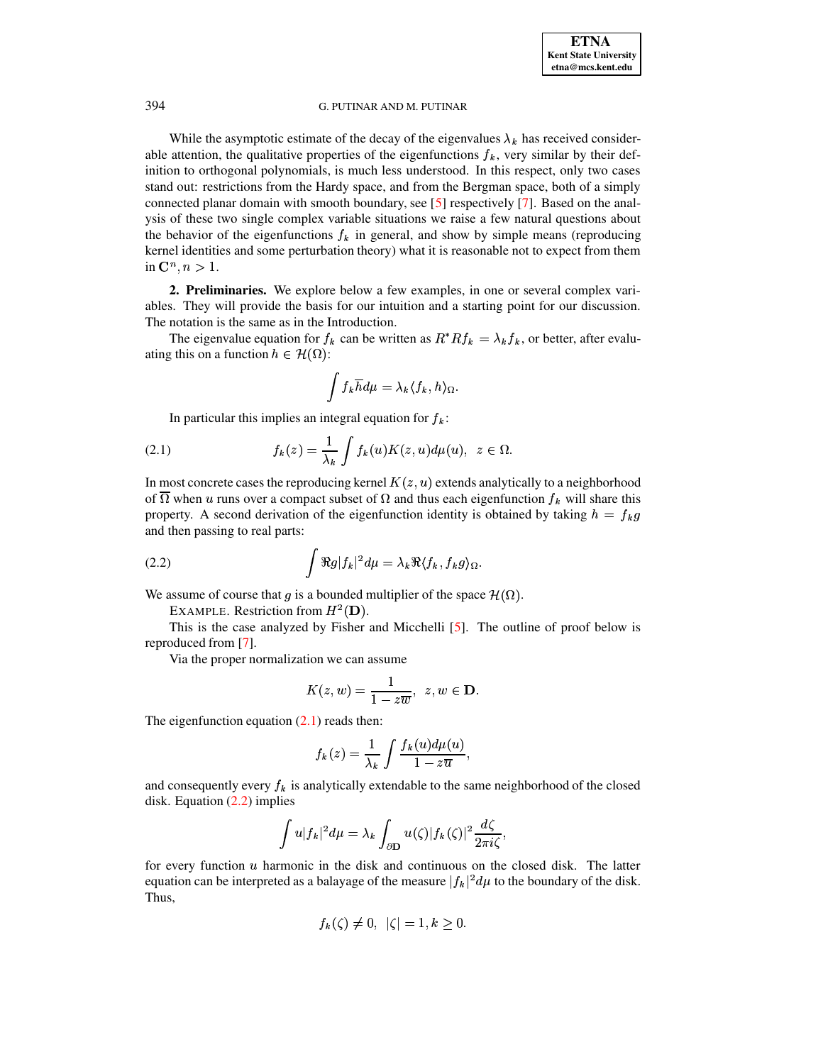While the asymptotic estimate of the decay of the eigenvalues $\lambda_k$ has received considerable attention, the qualitative properties of the eigenfunctions $f_k$, very similar by their definition to orthogonal polynomials, is much less understood. In this respect, only two cases stand out: restrictions from the Hardy space, and from the Bergman space, both of a simply connected planar domain with smooth boundary, see [5] respectively [7]. Based on the analysis of these two single complex variable situations we raise a few natural questions about the behavior of the eigenfunctions $f_k$ in general, and show by simple means (reproducing kernel identities and some perturbation theory) what it is reasonable not to expect from them in $\mathbf{C}^n, n > 1$.

**2. Preliminaries.** We explore below a few examples, in one or several complex variables. They will provide the basis for our intuition and a starting point for our discussion. The notation is the same as in the Introduction.

The eigenvalue equation for $f_k$ can be written as $R^*Rf_k = \lambda_k f_k$, or better, after evaluating this on a function $h \in \mathcal{H}(\Omega)$:

$$\int f_k \overline{h} d\mu = \lambda_k \langle f_k, h \rangle_\Omega.$$

In particular this implies an integral equation for $f_k$:

$$f_k(z) = \frac{1}{\lambda_k} \int f_k(u) K(z,u) d\mu(u), \quad z \in \Omega. \tag{2.1}$$

In most concrete cases the reproducing kernel $K(z,u)$ extends analytically to a neighborhood of $\overline{\Omega}$ when $u$ runs over a compact subset of $\Omega$ and thus each eigenfunction $f_k$ will share this property. A second derivation of the eigenfunction identity is obtained by taking $h = f_k g$ and then passing to real parts:

$$\int \Re g |f_k|^2 d\mu = \lambda_k \Re \langle f_k, f_k g \rangle_\Omega. \tag{2.2}$$

We assume of course that $g$ is a bounded multiplier of the space $\mathcal{H}(\Omega)$.

EXAMPLE. Restriction from $H^2(\mathbf{D})$.

This is the case analyzed by Fisher and Micchelli [5]. The outline of proof below is reproduced from [7].

Via the proper normalization we can assume

$$K(z,w) = \frac{1}{1 - z\overline{w}}, \quad z, w \in \mathbf{D}.$$

The eigenfunction equation (2.1) reads then:

$$f_k(z) = \frac{1}{\lambda_k} \int \frac{f_k(u) d\mu(u)}{1 - z\overline{u}},$$

and consequently every $f_k$ is analytically extendable to the same neighborhood of the closed disk. Equation (2.2) implies

$$\int u |f_k|^2 d\mu = \lambda_k \int_{\partial \mathbf{D}} u(\zeta) |f_k(\zeta)|^2 \frac{d\zeta}{2\pi i \zeta},$$

for every function $u$ harmonic in the disk and continuous on the closed disk. The latter equation can be interpreted as a balayage of the measure $|f_k|^2 d\mu$ to the boundary of the disk. Thus,

$$f_k(\zeta) \neq 0, \quad |\zeta| = 1, k \geq 0.$$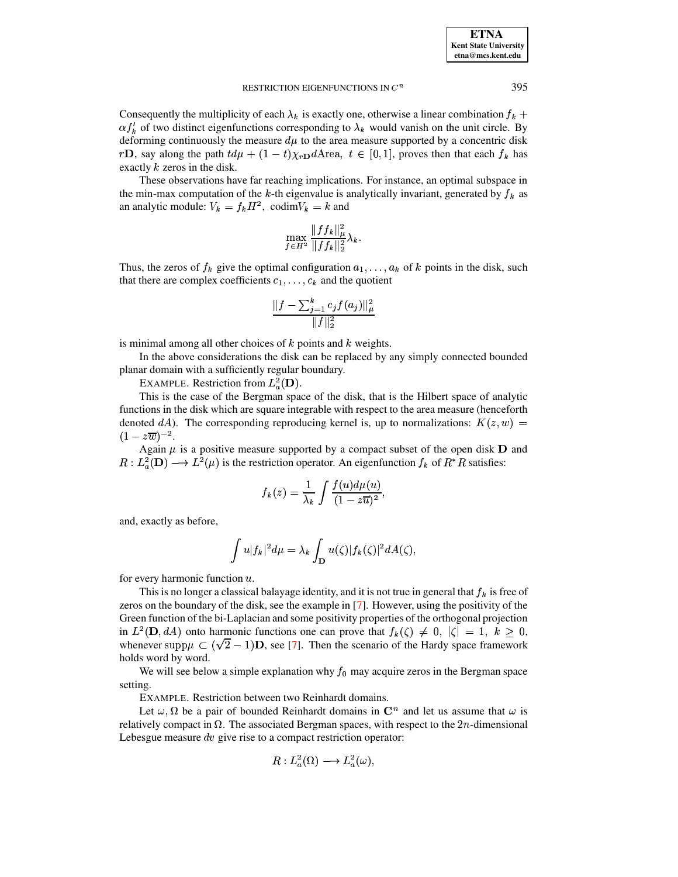Consequently the multiplicity of each $\lambda_k$ is exactly one, otherwise a linear combination $f_k + \alpha f'_k$ of two distinct eigenfunctions corresponding to $\lambda_k$ would vanish on the unit circle. By deforming continuously the measure $d\mu$ to the area measure supported by a concentric disk $r\mathbf{D}$, say along the path $td\mu + (1-t)\chi_{r\mathbf{D}} d\text{Area},\ t \in [0,1]$, proves then that each $f_k$ has exactly $k$ zeros in the disk.

These observations have far reaching implications. For instance, an optimal subspace in the min-max computation of the $k$-th eigenvalue is analytically invariant, generated by $f_k$ as an analytic module: $V_k = f_k H^2,\ \text{codim} V_k = k$ and

$$\max_{f \in H^2} \frac{\|ff_k\|_\mu^2}{\|ff_k\|_2^2} \lambda_k.$$

Thus, the zeros of $f_k$ give the optimal configuration $a_1, \ldots, a_k$ of $k$ points in the disk, such that there are complex coefficients $c_1, \ldots, c_k$ and the quotient

$$\frac{\|f - \sum_{j=1}^k c_j f(a_j)\|_\mu^2}{\|f\|_2^2}$$

is minimal among all other choices of $k$ points and $k$ weights.

In the above considerations the disk can be replaced by any simply connected bounded planar domain with a sufficiently regular boundary.

EXAMPLE. Restriction from $L_a^2(\mathbf{D})$.

This is the case of the Bergman space of the disk, that is the Hilbert space of analytic functions in the disk which are square integrable with respect to the area measure (henceforth denoted $dA$). The corresponding reproducing kernel is, up to normalizations: $K(z,w) = (1 - z\overline{w})^{-2}$.

Again $\mu$ is a positive measure supported by a compact subset of the open disk $\mathbf{D}$ and $R : L_a^2(\mathbf{D}) \longrightarrow L^2(\mu)$ is the restriction operator. An eigenfunction $f_k$ of $R^*R$ satisfies:

$$f_k(z) = \frac{1}{\lambda_k} \int \frac{f(u) d\mu(u)}{(1 - z\overline{u})^2},$$

and, exactly as before,

$$\int u |f_k|^2 d\mu = \lambda_k \int_{\mathbf{D}} u(\zeta) |f_k(\zeta)|^2 dA(\zeta),$$

for every harmonic function $u$.

This is no longer a classical balayage identity, and it is not true in general that $f_k$ is free of zeros on the boundary of the disk, see the example in [7]. However, using the positivity of the Green function of the bi-Laplacian and some positivity properties of the orthogonal projection in $L^2(\mathbf{D}, dA)$ onto harmonic functions one can prove that $f_k(\zeta) \neq 0,\ |\zeta| = 1,\ k \geq 0$, whenever $\text{supp}\mu \subset (\sqrt{2} - 1)\mathbf{D}$, see [7]. Then the scenario of the Hardy space framework holds word by word.

We will see below a simple explanation why $f_0$ may acquire zeros in the Bergman space setting.

EXAMPLE. Restriction between two Reinhardt domains.

Let $\omega, \Omega$ be a pair of bounded Reinhardt domains in $\mathbf{C}^n$ and let us assume that $\omega$ is relatively compact in $\Omega$. The associated Bergman spaces, with respect to the $2n$-dimensional Lebesgue measure $dv$ give rise to a compact restriction operator:

$$R : L_a^2(\Omega) \longrightarrow L_a^2(\omega),$$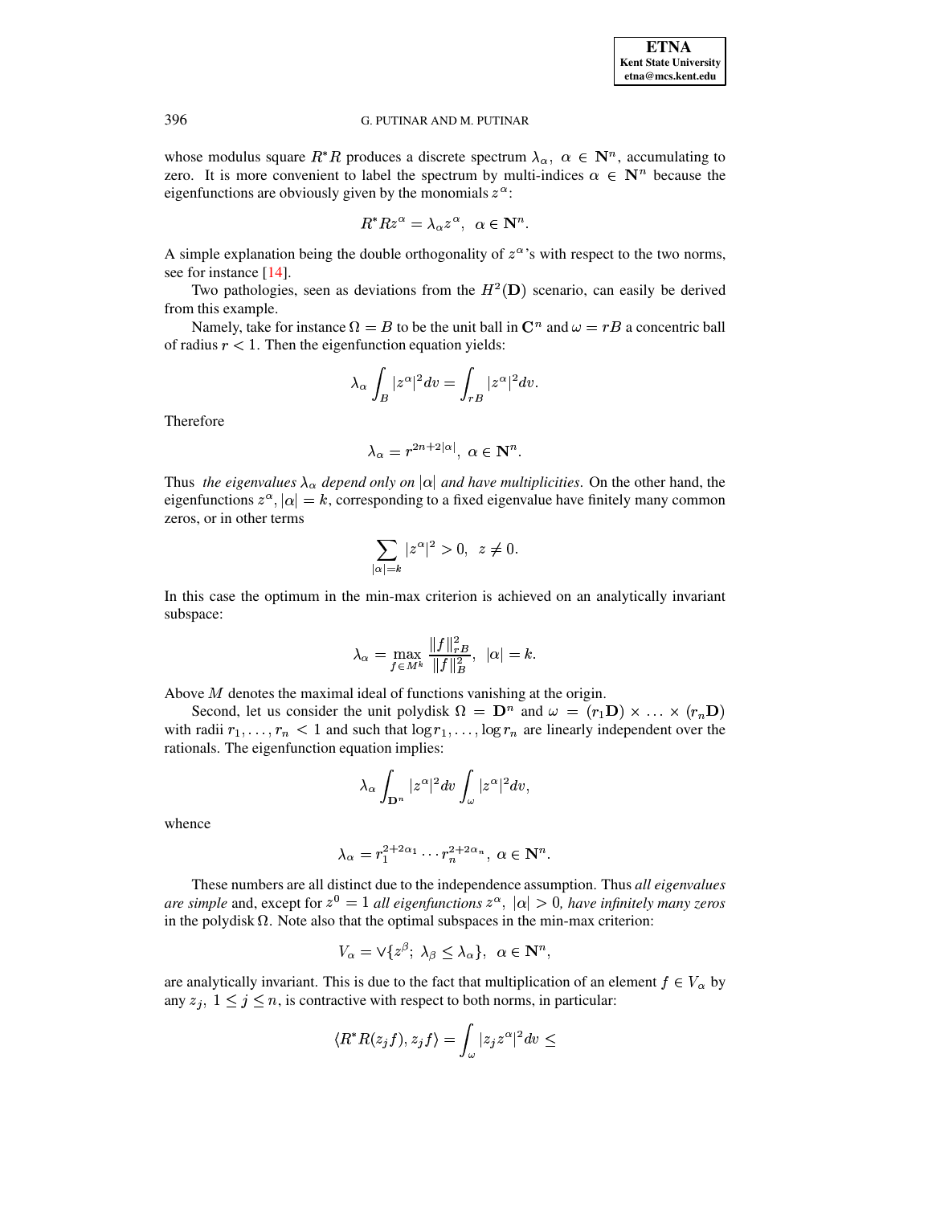whose modulus square $R^*R$ produces a discrete spectrum $\lambda_\alpha,\ \alpha \in \mathbf{N}^n$, accumulating to zero. It is more convenient to label the spectrum by multi-indices $\alpha \in \mathbf{N}^n$ because the eigenfunctions are obviously given by the monomials $z^\alpha$:

$$R^*Rz^\alpha = \lambda_\alpha z^\alpha,\ \ \alpha \in \mathbf{N}^n.$$

A simple explanation being the double orthogonality of $z^\alpha$'s with respect to the two norms, see for instance [14].

Two pathologies, seen as deviations from the $H^2(\mathbf{D})$ scenario, can easily be derived from this example.

Namely, take for instance $\Omega = B$ to be the unit ball in $\mathbf{C}^n$ and $\omega = rB$ a concentric ball of radius $r < 1$. Then the eigenfunction equation yields:

$$\lambda_\alpha \int_B |z^\alpha|^2 dv = \int_{rB} |z^\alpha|^2 dv.$$

Therefore

$$\lambda_\alpha = r^{2n+2|\alpha|},\ \alpha \in \mathbf{N}^n.$$

Thus *the eigenvalues $\lambda_\alpha$ depend only on $|\alpha|$ and have multiplicities*. On the other hand, the eigenfunctions $z^\alpha, |\alpha| = k$, corresponding to a fixed eigenvalue have finitely many common zeros, or in other terms

$$\sum_{|\alpha|=k} |z^\alpha|^2 > 0,\ \ z \neq 0.$$

In this case the optimum in the min-max criterion is achieved on an analytically invariant subspace:

$$\lambda_\alpha = \max_{f \in M^k} \frac{\|f\|^2_{rB}}{\|f\|^2_B},\ \ |\alpha| = k.$$

Above $M$ denotes the maximal ideal of functions vanishing at the origin.

Second, let us consider the unit polydisk $\Omega = \mathbf{D}^n$ and $\omega = (r_1\mathbf{D}) \times \ldots \times (r_n\mathbf{D})$ with radii $r_1, \ldots, r_n < 1$ and such that $\log r_1, \ldots, \log r_n$ are linearly independent over the rationals. The eigenfunction equation implies:

$$\lambda_\alpha \int_{\mathbf{D}^n} |z^\alpha|^2 dv \int_\omega |z^\alpha|^2 dv,$$

whence

$$\lambda_\alpha = r_1^{2+2\alpha_1} \cdots r_n^{2+2\alpha_n},\ \alpha \in \mathbf{N}^n.$$

These numbers are all distinct due to the independence assumption. Thus *all eigenvalues are simple* and, except for $z^0 = 1$ *all eigenfunctions $z^\alpha,\ |\alpha| > 0$, have infinitely many zeros* in the polydisk $\Omega$. Note also that the optimal subspaces in the min-max criterion:

$$V_\alpha = \vee\{z^\beta;\ \lambda_\beta \leq \lambda_\alpha\},\ \ \alpha \in \mathbf{N}^n,$$

are analytically invariant. This is due to the fact that multiplication of an element $f \in V_\alpha$ by any $z_j,\ 1 \leq j \leq n$, is contractive with respect to both norms, in particular:

$$\langle R^*R(z_j f), z_j f\rangle = \int_\omega |z_j z^\alpha|^2 dv \leq$$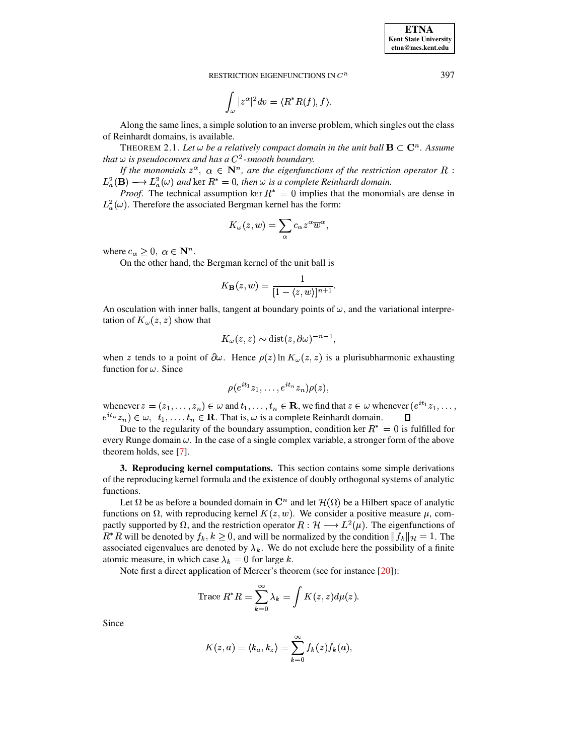$$\int_\omega |z^\alpha|^2 dv = \langle R^* R(f), f \rangle.$$

Along the same lines, a simple solution to an inverse problem, which singles out the class of Reinhardt domains, is available.

THEOREM 2.1. *Let $\omega$ be a relatively compact domain in the unit ball $\mathbf{B} \subset \mathbf{C}^n$. Assume that $\omega$ is pseudoconvex and has a $C^2$-smooth boundary.*

*If the monomials $z^\alpha$, $\alpha \in \mathbf{N}^n$, are the eigenfunctions of the restriction operator $R : L^2_a(\mathbf{B}) \longrightarrow L^2_a(\omega)$ and $\ker R^* = 0$, then $\omega$ is a complete Reinhardt domain.*

*Proof.* The technical assumption $\ker R^* = 0$ implies that the monomials are dense in $L^2_a(\omega)$. Therefore the associated Bergman kernel has the form:

$$K_\omega(z, w) = \sum_\alpha c_\alpha z^\alpha \overline{w}^\alpha,$$

where $c_\alpha \geq 0$, $\alpha \in \mathbf{N}^n$.

On the other hand, the Bergman kernel of the unit ball is

$$K_{\mathbf{B}}(z, w) = \frac{1}{[1 - \langle z, w \rangle]^{n+1}}.$$

An osculation with inner balls, tangent at boundary points of $\omega$, and the variational interpretation of $K_\omega(z, z)$ show that

$$K_\omega(z, z) \sim \operatorname{dist}(z, \partial\omega)^{-n-1},$$

when $z$ tends to a point of $\partial\omega$. Hence $\rho(z) \ln K_\omega(z, z)$ is a plurisubharmonic exhausting function for $\omega$. Since

$$\rho(e^{it_1} z_1, \ldots, e^{it_n} z_n) \rho(z),$$

whenever $z = (z_1, \ldots, z_n) \in \omega$ and $t_1, \ldots, t_n \in \mathbf{R}$, we find that $z \in \omega$ whenever $(e^{it_1} z_1, \ldots, e^{it_n} z_n) \in \omega$, $t_1, \ldots, t_n \in \mathbf{R}$. That is, $\omega$ is a complete Reinhardt domain. ∎

Due to the regularity of the boundary assumption, condition $\ker R^* = 0$ is fulfilled for every Runge domain $\omega$. In the case of a single complex variable, a stronger form of the above theorem holds, see [7].

**3. Reproducing kernel computations.** This section contains some simple derivations of the reproducing kernel formula and the existence of doubly orthogonal systems of analytic functions.

Let $\Omega$ be as before a bounded domain in $\mathbf{C}^n$ and let $\mathcal{H}(\Omega)$ be a Hilbert space of analytic functions on $\Omega$, with reproducing kernel $K(z, w)$. We consider a positive measure $\mu$, compactly supported by $\Omega$, and the restriction operator $R : \mathcal{H} \longrightarrow L^2(\mu)$. The eigenfunctions of $R^* R$ will be denoted by $f_k$, $k \geq 0$, and will be normalized by the condition $\|f_k\|_{\mathcal{H}} = 1$. The associated eigenvalues are denoted by $\lambda_k$. We do not exclude here the possibility of a finite atomic measure, in which case $\lambda_k = 0$ for large $k$.

Note first a direct application of Mercer's theorem (see for instance [20]):

$$\text{Trace } R^* R = \sum_{k=0}^\infty \lambda_k = \int K(z, z) d\mu(z).$$

Since

$$K(z, a) = \langle k_a, k_z \rangle = \sum_{k=0}^\infty f_k(z) \overline{f_k(a)},$$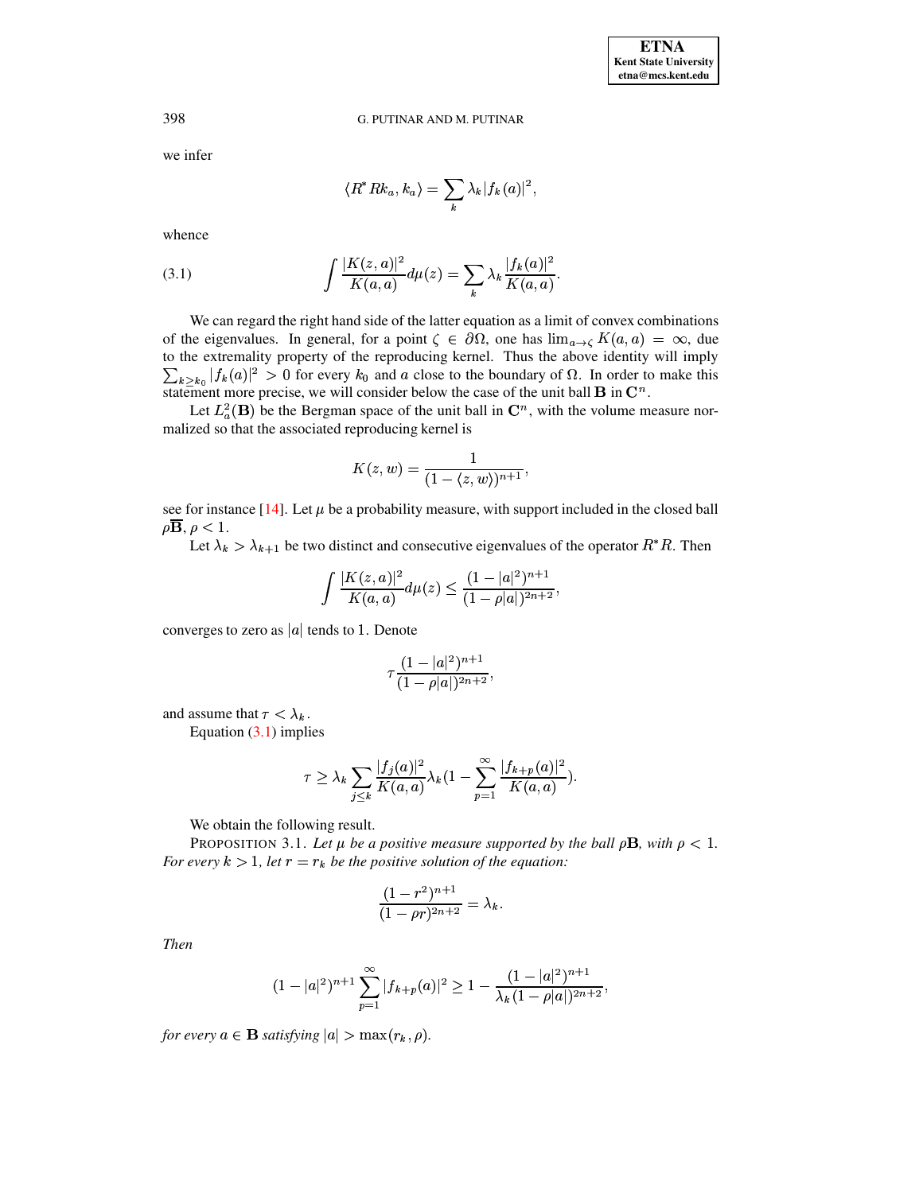we infer

$$\langle R^* R k_a, k_a \rangle = \sum_k \lambda_k |f_k(a)|^2,$$

whence

$$\int \frac{|K(z,a)|^2}{K(a,a)} d\mu(z) = \sum_k \lambda_k \frac{|f_k(a)|^2}{K(a,a)}. \tag{3.1}$$

We can regard the right hand side of the latter equation as a limit of convex combinations of the eigenvalues. In general, for a point $\zeta \in \partial\Omega$, one has $\lim_{a \to \zeta} K(a,a) = \infty$, due to the extremality property of the reproducing kernel. Thus the above identity will imply $\sum_{k \geq k_0} |f_k(a)|^2 > 0$ for every $k_0$ and $a$ close to the boundary of $\Omega$. In order to make this statement more precise, we will consider below the case of the unit ball $\mathbf{B}$ in $\mathbf{C}^n$.

Let $L^2_a(\mathbf{B})$ be the Bergman space of the unit ball in $\mathbf{C}^n$, with the volume measure normalized so that the associated reproducing kernel is

$$K(z,w) = \frac{1}{(1 - \langle z, w \rangle)^{n+1}},$$

see for instance [14]. Let $\mu$ be a probability measure, with support included in the closed ball $\rho\overline{\mathbf{B}}$, $\rho < 1$.

Let $\lambda_k > \lambda_{k+1}$ be two distinct and consecutive eigenvalues of the operator $R^*R$. Then

$$\int \frac{|K(z,a)|^2}{K(a,a)} d\mu(z) \leq \frac{(1-|a|^2)^{n+1}}{(1-\rho|a|)^{2n+2}},$$

converges to zero as $|a|$ tends to $1$. Denote

$$\tau \frac{(1-|a|^2)^{n+1}}{(1-\rho|a|)^{2n+2}},$$

and assume that $\tau < \lambda_k$.

Equation (3.1) implies

$$\tau \geq \lambda_k \sum_{j \leq k} \frac{|f_j(a)|^2}{K(a,a)} \lambda_k (1 - \sum_{p=1}^{\infty} \frac{|f_{k+p}(a)|^2}{K(a,a)}).$$

We obtain the following result.

PROPOSITION 3.1. *Let $\mu$ be a positive measure supported by the ball $\rho\mathbf{B}$, with $\rho < 1$. For every $k > 1$, let $r = r_k$ be the positive solution of the equation:*

$$\frac{(1-r^2)^{n+1}}{(1-\rho r)^{2n+2}} = \lambda_k.$$

*Then*

$$(1-|a|^2)^{n+1} \sum_{p=1}^{\infty} |f_{k+p}(a)|^2 \geq 1 - \frac{(1-|a|^2)^{n+1}}{\lambda_k (1-\rho|a|)^{2n+2}},$$

*for every $a \in \mathbf{B}$ satisfying $|a| > \max(r_k, \rho)$.*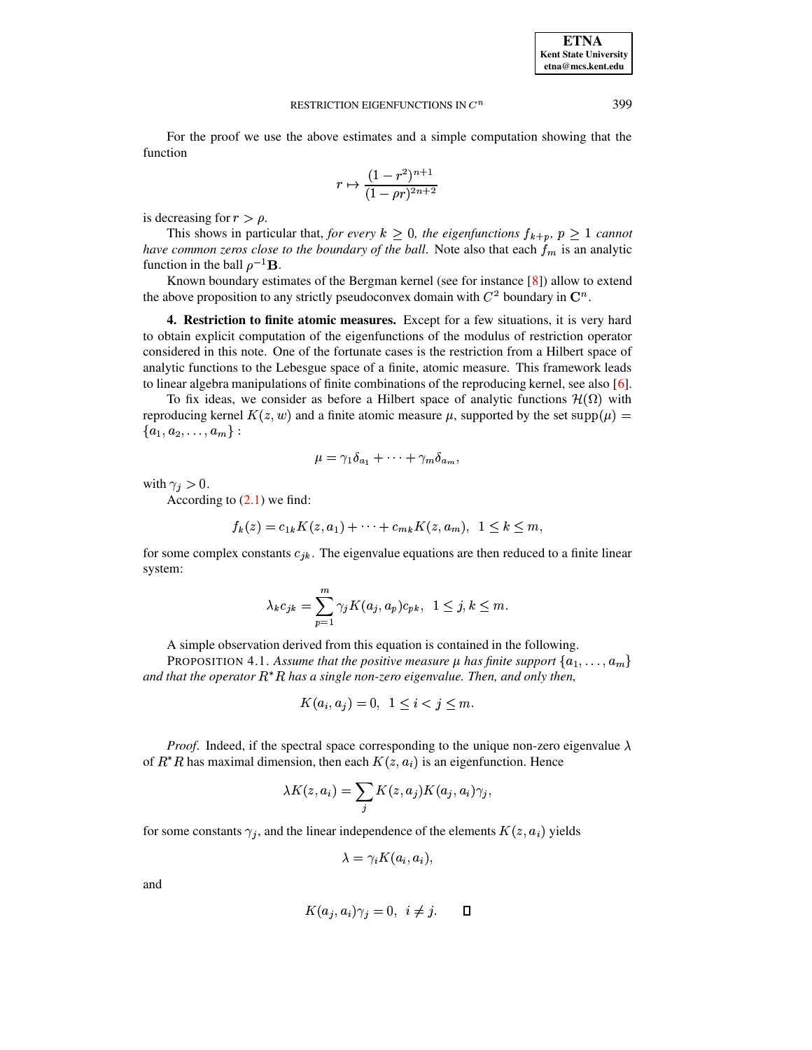For the proof we use the above estimates and a simple computation showing that the function

$$r \mapsto \frac{(1-r^2)^{n+1}}{(1-\rho r)^{2n+2}}$$

is decreasing for $r > \rho$.

This shows in particular that, *for every $k \geq 0$, the eigenfunctions $f_{k+p}$, $p \geq 1$ cannot have common zeros close to the boundary of the ball*. Note also that each $f_m$ is an analytic function in the ball $\rho^{-1}\mathbf{B}$.

Known boundary estimates of the Bergman kernel (see for instance [8]) allow to extend the above proposition to any strictly pseudoconvex domain with $C^2$ boundary in $\mathbf{C}^n$.

**4. Restriction to finite atomic measures.** Except for a few situations, it is very hard to obtain explicit computation of the eigenfunctions of the modulus of restriction operator considered in this note. One of the fortunate cases is the restriction from a Hilbert space of analytic functions to the Lebesgue space of a finite, atomic measure. This framework leads to linear algebra manipulations of finite combinations of the reproducing kernel, see also [6].

To fix ideas, we consider as before a Hilbert space of analytic functions $\mathcal{H}(\Omega)$ with reproducing kernel $K(z,w)$ and a finite atomic measure $\mu$, supported by the set $\operatorname{supp}(\mu) = \{a_1, a_2, \ldots, a_m\}$ :

$$\mu = \gamma_1 \delta_{a_1} + \cdots + \gamma_m \delta_{a_m},$$

with $\gamma_j > 0$.

According to (2.1) we find:

$$f_k(z) = c_{1k}K(z,a_1) + \cdots + c_{mk}K(z,a_m), \;\; 1 \leq k \leq m,$$

for some complex constants $c_{jk}$. The eigenvalue equations are then reduced to a finite linear system:

$$\lambda_k c_{jk} = \sum_{p=1}^{m} \gamma_j K(a_j, a_p) c_{pk}, \;\; 1 \leq j,k \leq m.$$

A simple observation derived from this equation is contained in the following.

PROPOSITION 4.1. *Assume that the positive measure $\mu$ has finite support $\{a_1, \ldots, a_m\}$ and that the operator $R^*R$ has a single non-zero eigenvalue. Then, and only then,*

$$K(a_i, a_j) = 0, \;\; 1 \leq i < j \leq m.$$

*Proof*. Indeed, if the spectral space corresponding to the unique non-zero eigenvalue $\lambda$ of $R^*R$ has maximal dimension, then each $K(z,a_i)$ is an eigenfunction. Hence

$$\lambda K(z,a_i) = \sum_j K(z,a_j)K(a_j,a_i)\gamma_j,$$

for some constants $\gamma_j$, and the linear independence of the elements $K(z,a_i)$ yields

$$\lambda = \gamma_i K(a_i, a_i),$$

and

$$K(a_j, a_i)\gamma_j = 0, \;\; i \neq j. \qquad \square$$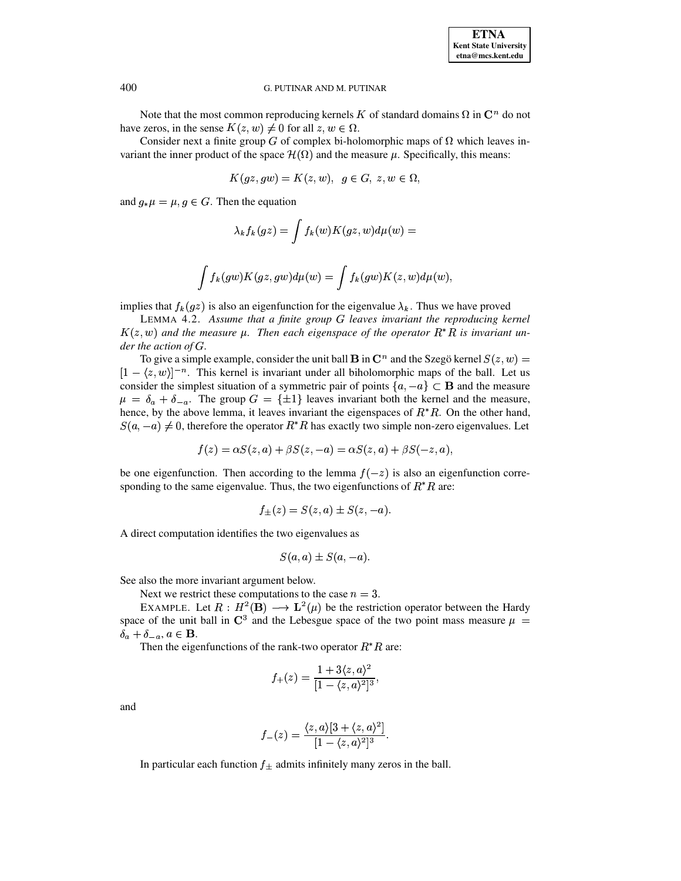Note that the most common reproducing kernels $K$ of standard domains $\Omega$ in $\mathbf{C}^n$ do not have zeros, in the sense $K(z, w) \neq 0$ for all $z, w \in \Omega$.

Consider next a finite group $G$ of complex bi-holomorphic maps of $\Omega$ which leaves invariant the inner product of the space $\mathcal{H}(\Omega)$ and the measure $\mu$. Specifically, this means:

$$K(gz, gw) = K(z, w), \ \ g \in G, \ z, w \in \Omega,$$

and $g_*\mu = \mu, g \in G$. Then the equation

$$\lambda_k f_k(gz) = \int f_k(w) K(gz, w) d\mu(w) =$$

$$\int f_k(gw) K(gz, gw) d\mu(w) = \int f_k(gw) K(z, w) d\mu(w),$$

implies that $f_k(gz)$ is also an eigenfunction for the eigenvalue $\lambda_k$. Thus we have proved

LEMMA 4.2. *Assume that a finite group $G$ leaves invariant the reproducing kernel $K(z, w)$ and the measure $\mu$. Then each eigenspace of the operator $R^*R$ is invariant under the action of $G$.*

To give a simple example, consider the unit ball $\mathbf{B}$ in $\mathbf{C}^n$ and the Szegö kernel $S(z, w) = [1 - \langle z, w \rangle]^{-n}$. This kernel is invariant under all biholomorphic maps of the ball. Let us consider the simplest situation of a symmetric pair of points $\{a, -a\} \subset \mathbf{B}$ and the measure $\mu = \delta_a + \delta_{-a}$. The group $G = \{\pm 1\}$ leaves invariant both the kernel and the measure, hence, by the above lemma, it leaves invariant the eigenspaces of $R^*R$. On the other hand, $S(a, -a) \neq 0$, therefore the operator $R^*R$ has exactly two simple non-zero eigenvalues. Let

$$f(z) = \alpha S(z, a) + \beta S(z, -a) = \alpha S(z, a) + \beta S(-z, a),$$

be one eigenfunction. Then according to the lemma $f(-z)$ is also an eigenfunction corresponding to the same eigenvalue. Thus, the two eigenfunctions of $R^*R$ are:

$$f_{\pm}(z) = S(z, a) \pm S(z, -a).$$

A direct computation identifies the two eigenvalues as

$$S(a, a) \pm S(a, -a).$$

See also the more invariant argument below.

Next we restrict these computations to the case $n = 3$.

EXAMPLE. Let $R : H^2(\mathbf{B}) \longrightarrow \mathbf{L}^2(\mu)$ be the restriction operator between the Hardy space of the unit ball in $\mathbf{C}^3$ and the Lebesgue space of the two point mass measure $\mu = \delta_a + \delta_{-a}, a \in \mathbf{B}$.

Then the eigenfunctions of the rank-two operator $R^*R$ are:

$$f_+(z) = \frac{1 + 3\langle z, a \rangle^2}{[1 - \langle z, a \rangle^2]^3},$$

and

$$f_-(z) = \frac{\langle z, a \rangle [3 + \langle z, a \rangle^2]}{[1 - \langle z, a \rangle^2]^3}.$$

In particular each function $f_{\pm}$ admits infinitely many zeros in the ball.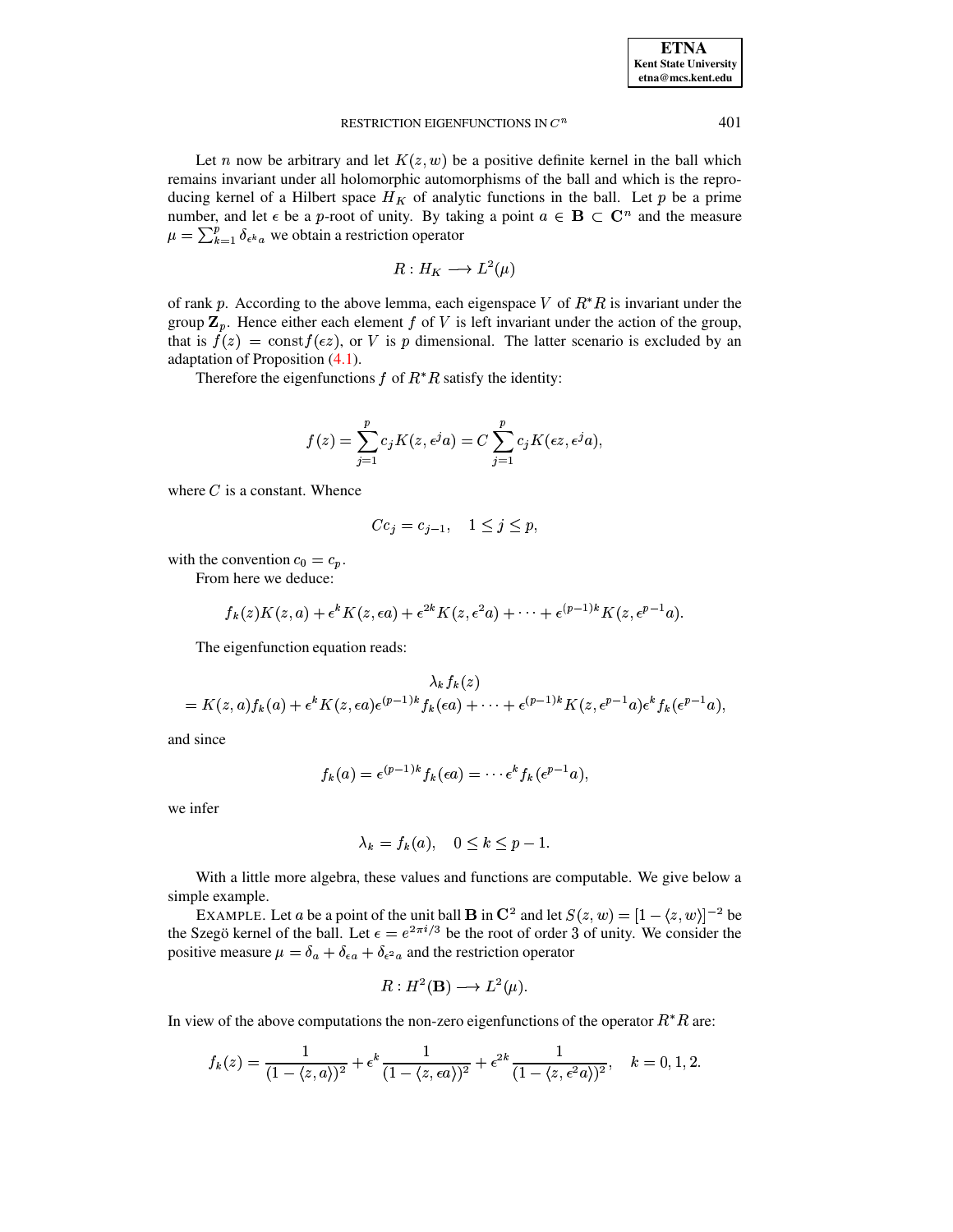Let $n$ now be arbitrary and let $K(z,w)$ be a positive definite kernel in the ball which remains invariant under all holomorphic automorphisms of the ball and which is the reproducing kernel of a Hilbert space $H_K$ of analytic functions in the ball. Let $p$ be a prime number, and let $\epsilon$ be a $p$-root of unity. By taking a point $a \in \mathbf{B} \subset \mathbf{C}^n$ and the measure $\mu = \sum_{k=1}^{p} \delta_{\epsilon^k a}$ we obtain a restriction operator

$$R : H_K \longrightarrow L^2(\mu)$$

of rank $p$. According to the above lemma, each eigenspace $V$ of $R^*R$ is invariant under the group $\mathbf{Z}_p$. Hence either each element $f$ of $V$ is left invariant under the action of the group, that is $f(z) = \text{const} f(\epsilon z)$, or $V$ is $p$ dimensional. The latter scenario is excluded by an adaptation of Proposition (4.1).

Therefore the eigenfunctions $f$ of $R^*R$ satisfy the identity:

$$f(z) = \sum_{j=1}^{p} c_j K(z, \epsilon^j a) = C \sum_{j=1}^{p} c_j K(\epsilon z, \epsilon^j a),$$

where $C$ is a constant. Whence

$$C c_j = c_{j-1}, \quad 1 \leq j \leq p,$$

with the convention $c_0 = c_p$.

From here we deduce:

$$f_k(z) K(z,a) + \epsilon^k K(z, \epsilon a) + \epsilon^{2k} K(z, \epsilon^2 a) + \cdots + \epsilon^{(p-1)k} K(z, \epsilon^{p-1} a).$$

The eigenfunction equation reads:

$$\lambda_k f_k(z)$$
$$= K(z,a) f_k(a) + \epsilon^k K(z, \epsilon a) \epsilon^{(p-1)k} f_k(\epsilon a) + \cdots + \epsilon^{(p-1)k} K(z, \epsilon^{p-1} a) \epsilon^k f_k(\epsilon^{p-1} a),$$

and since

$$f_k(a) = \epsilon^{(p-1)k} f_k(\epsilon a) = \cdots \epsilon^k f_k(\epsilon^{p-1} a),$$

we infer

$$\lambda_k = f_k(a), \quad 0 \leq k \leq p-1.$$

With a little more algebra, these values and functions are computable. We give below a simple example.

EXAMPLE. Let $a$ be a point of the unit ball $\mathbf{B}$ in $\mathbf{C}^2$ and let $S(z,w) = [1 - \langle z, w \rangle]^{-2}$ be the Szegö kernel of the ball. Let $\epsilon = e^{2\pi i/3}$ be the root of order 3 of unity. We consider the positive measure $\mu = \delta_a + \delta_{\epsilon a} + \delta_{\epsilon^2 a}$ and the restriction operator

$$R : H^2(\mathbf{B}) \longrightarrow L^2(\mu).$$

In view of the above computations the non-zero eigenfunctions of the operator $R^*R$ are:

$$f_k(z) = \frac{1}{(1 - \langle z, a \rangle)^2} + \epsilon^k \frac{1}{(1 - \langle z, \epsilon a \rangle)^2} + \epsilon^{2k} \frac{1}{(1 - \langle z, \epsilon^2 a \rangle)^2}, \quad k = 0, 1, 2.$$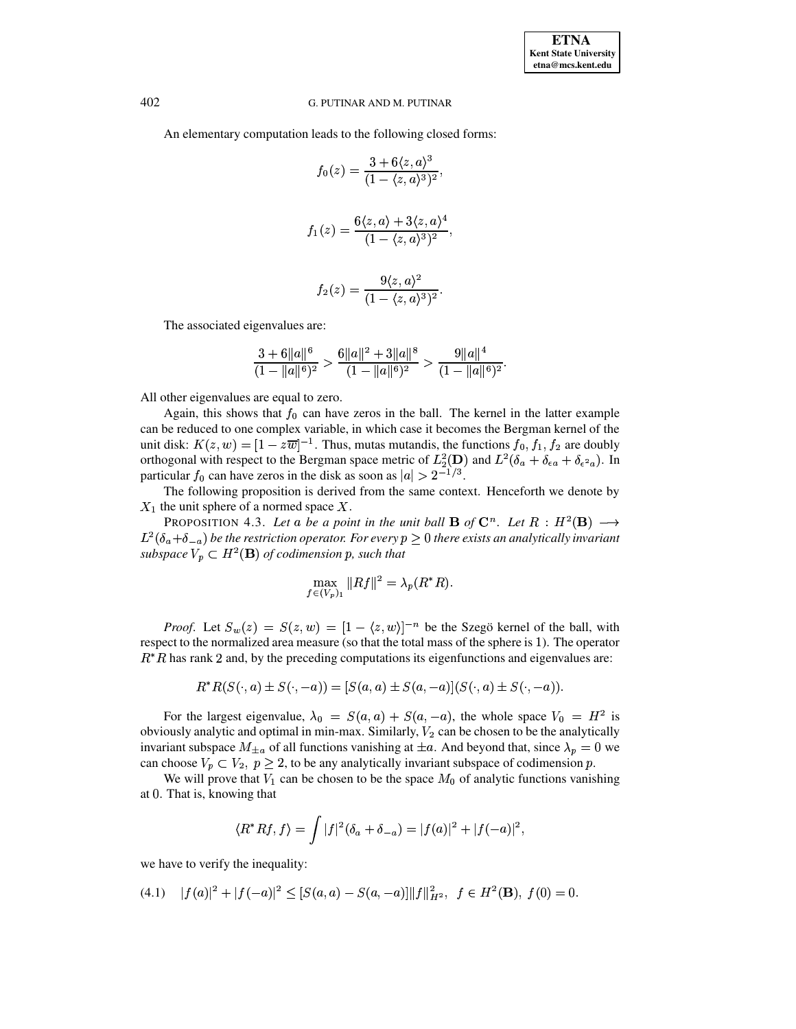An elementary computation leads to the following closed forms:

$$f_0(z) = \frac{3 + 6\langle z, a\rangle^3}{(1 - \langle z, a\rangle^3)^2},$$

$$f_1(z) = \frac{6\langle z, a\rangle + 3\langle z, a\rangle^4}{(1 - \langle z, a\rangle^3)^2},$$

$$f_2(z) = \frac{9\langle z, a\rangle^2}{(1 - \langle z, a\rangle^3)^2}.$$

The associated eigenvalues are:

$$\frac{3 + 6\|a\|^6}{(1 - \|a\|^6)^2} > \frac{6\|a\|^2 + 3\|a\|^8}{(1 - \|a\|^6)^2} > \frac{9\|a\|^4}{(1 - \|a\|^6)^2}.$$

All other eigenvalues are equal to zero.

Again, this shows that $f_0$ can have zeros in the ball. The kernel in the latter example can be reduced to one complex variable, in which case it becomes the Bergman kernel of the unit disk: $K(z, w) = [1 - z\overline{w}]^{-1}$. Thus, mutas mutandis, the functions $f_0, f_1, f_2$ are doubly orthogonal with respect to the Bergman space metric of $L^2_2(\mathbf{D})$ and $L^2(\delta_a + \delta_{\epsilon a} + \delta_{\epsilon^2 a})$. In particular $f_0$ can have zeros in the disk as soon as $|a| > 2^{-1/3}$.

The following proposition is derived from the same context. Henceforth we denote by $X_1$ the unit sphere of a normed space $X$.

PROPOSITION 4.3. *Let $a$ be a point in the unit ball $\mathbf{B}$ of $\mathbf{C}^n$. Let $R : H^2(\mathbf{B}) \longrightarrow L^2(\delta_a + \delta_{-a})$ be the restriction operator. For every $p \geq 0$ there exists an analytically invariant subspace $V_p \subset H^2(\mathbf{B})$ of codimension $p$, such that*

$$\max_{f \in (V_p)_1} \|Rf\|^2 = \lambda_p(R^* R).$$

*Proof.* Let $S_w(z) = S(z, w) = [1 - \langle z, w\rangle]^{-n}$ be the Szegö kernel of the ball, with respect to the normalized area measure (so that the total mass of the sphere is 1). The operator $R^* R$ has rank 2 and, by the preceding computations its eigenfunctions and eigenvalues are:

$$R^* R(S(\cdot, a) \pm S(\cdot, -a)) = [S(a, a) \pm S(a, -a)](S(\cdot, a) \pm S(\cdot, -a)).$$

For the largest eigenvalue, $\lambda_0 = S(a, a) + S(a, -a)$, the whole space $V_0 = H^2$ is obviously analytic and optimal in min-max. Similarly, $V_2$ can be chosen to be the analytically invariant subspace $M_{\pm a}$ of all functions vanishing at $\pm a$. And beyond that, since $\lambda_p = 0$ we can choose $V_p \subset V_2, \ p \geq 2$, to be any analytically invariant subspace of codimension $p$.

We will prove that $V_1$ can be chosen to be the space $M_0$ of analytic functions vanishing at 0. That is, knowing that

$$\langle R^* Rf, f\rangle = \int |f|^2 (\delta_a + \delta_{-a}) = |f(a)|^2 + |f(-a)|^2,$$

we have to verify the inequality:

$$|f(a)|^2 + |f(-a)|^2 \leq [S(a, a) - S(a, -a)]\|f\|^2_{H^2}, \ \ f \in H^2(\mathbf{B}), \ f(0) = 0. \tag{4.1}$$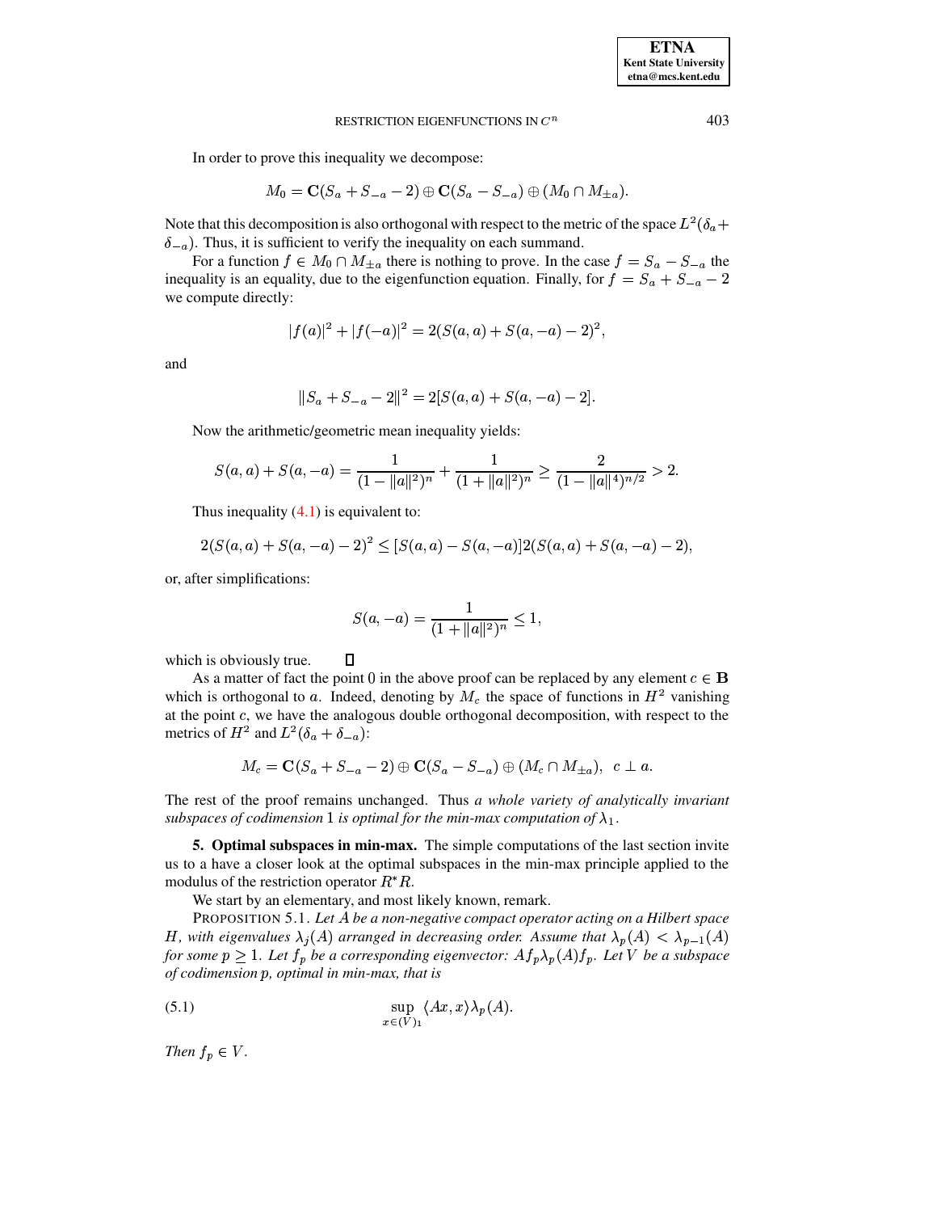In order to prove this inequality we decompose:

$$M_0 = \mathbf{C}(S_a + S_{-a} - 2) \oplus \mathbf{C}(S_a - S_{-a}) \oplus (M_0 \cap M_{\pm a}).$$

Note that this decomposition is also orthogonal with respect to the metric of the space $L^2(\delta_a + \delta_{-a})$. Thus, it is sufficient to verify the inequality on each summand.

For a function $f \in M_0 \cap M_{\pm a}$ there is nothing to prove. In the case $f = S_a - S_{-a}$ the inequality is an equality, due to the eigenfunction equation. Finally, for $f = S_a + S_{-a} - 2$ we compute directly:

$$|f(a)|^2 + |f(-a)|^2 = 2(S(a,a) + S(a,-a) - 2)^2,$$

and

$$\|S_a + S_{-a} - 2\|^2 = 2[S(a,a) + S(a,-a) - 2].$$

Now the arithmetic/geometric mean inequality yields:

$$S(a,a) + S(a,-a) = \frac{1}{(1-\|a\|^2)^n} + \frac{1}{(1+\|a\|^2)^n} \geq \frac{2}{(1-\|a\|^4)^{n/2}} > 2.$$

Thus inequality (4.1) is equivalent to:

$$2(S(a,a) + S(a,-a) - 2)^2 \leq [S(a,a) - S(a,-a)]2(S(a,a) + S(a,-a) - 2),$$

or, after simplifications:

$$S(a,-a) = \frac{1}{(1+\|a\|^2)^n} \leq 1,$$

which is obviously true. $\square$

As a matter of fact the point 0 in the above proof can be replaced by any element $c \in \mathbf{B}$ which is orthogonal to $a$. Indeed, denoting by $M_c$ the space of functions in $H^2$ vanishing at the point $c$, we have the analogous double orthogonal decomposition, with respect to the metrics of $H^2$ and $L^2(\delta_a + \delta_{-a})$:

$$M_c = \mathbf{C}(S_a + S_{-a} - 2) \oplus \mathbf{C}(S_a - S_{-a}) \oplus (M_c \cap M_{\pm a}), \;\; c \perp a.$$

The rest of the proof remains unchanged. Thus *a whole variety of analytically invariant subspaces of codimension* 1 *is optimal for the min-max computation of* $\lambda_1$.

**5. Optimal subspaces in min-max.** The simple computations of the last section invite us to a have a closer look at the optimal subspaces in the min-max principle applied to the modulus of the restriction operator $R^*R$.

We start by an elementary, and most likely known, remark.

PROPOSITION 5.1. *Let $A$ be a non-negative compact operator acting on a Hilbert space $H$, with eigenvalues $\lambda_j(A)$ arranged in decreasing order. Assume that $\lambda_p(A) < \lambda_{p-1}(A)$ for some $p \geq 1$. Let $f_p$ be a corresponding eigenvector: $Af_p\lambda_p(A)f_p$. Let $V$ be a subspace of codimension $p$, optimal in min-max, that is*

$$\sup_{x \in (V)_1} \langle Ax, x\rangle \lambda_p(A). \tag{5.1}$$

*Then $f_p \in V$.*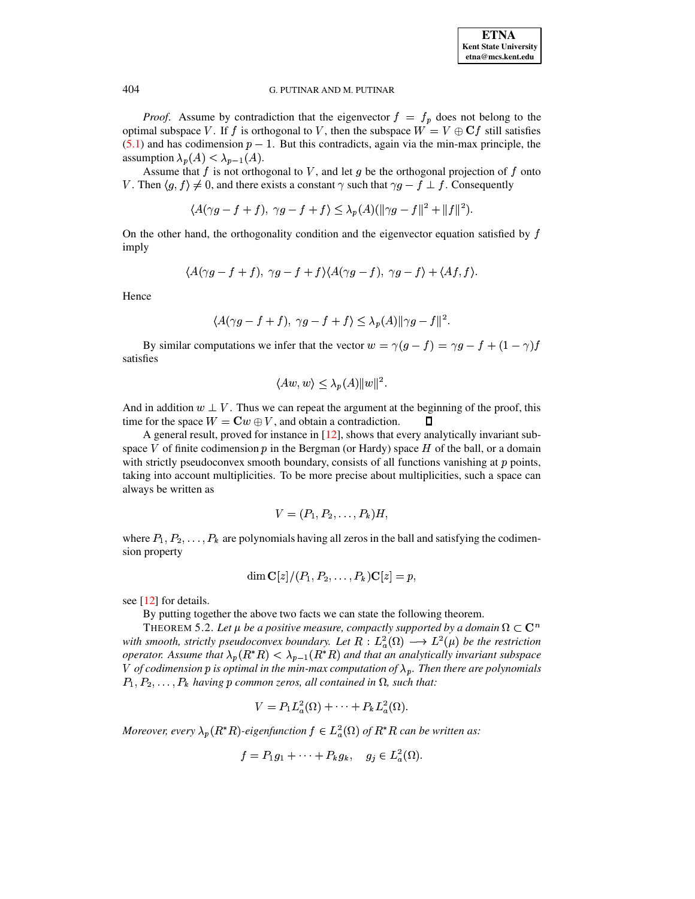*Proof.* Assume by contradiction that the eigenvector $f = f_p$ does not belong to the optimal subspace $V$. If $f$ is orthogonal to $V$, then the subspace $W = V \oplus \mathbf{C}f$ still satisfies (5.1) and has codimension $p-1$. But this contradicts, again via the min-max principle, the assumption $\lambda_p(A) < \lambda_{p-1}(A)$.

Assume that $f$ is not orthogonal to $V$, and let $g$ be the orthogonal projection of $f$ onto $V$. Then $\langle g, f\rangle \neq 0$, and there exists a constant $\gamma$ such that $\gamma g - f \perp f$. Consequently

$$\langle A(\gamma g - f + f),\ \gamma g - f + f\rangle \leq \lambda_p(A)(\|\gamma g - f\|^2 + \|f\|^2).$$

On the other hand, the orthogonality condition and the eigenvector equation satisfied by $f$ imply

$$\langle A(\gamma g - f + f),\ \gamma g - f + f\rangle \langle A(\gamma g - f),\ \gamma g - f\rangle + \langle Af, f\rangle.$$

Hence

$$\langle A(\gamma g - f + f),\ \gamma g - f + f\rangle \leq \lambda_p(A)\|\gamma g - f\|^2.$$

By similar computations we infer that the vector $w = \gamma(g - f) = \gamma g - f + (1-\gamma) f$ satisfies

$$\langle Aw, w\rangle \leq \lambda_p(A)\|w\|^2.$$

And in addition $w \perp V$. Thus we can repeat the argument at the beginning of the proof, this time for the space $W = \mathbf{C}w \oplus V$, and obtain a contradiction. ∎

A general result, proved for instance in [12], shows that every analytically invariant subspace $V$ of finite codimension $p$ in the Bergman (or Hardy) space $H$ of the ball, or a domain with strictly pseudoconvex smooth boundary, consists of all functions vanishing at $p$ points, taking into account multiplicities. To be more precise about multiplicities, such a space can always be written as

$$V = (P_1, P_2, \ldots, P_k)H,$$

where $P_1, P_2, \ldots, P_k$ are polynomials having all zeros in the ball and satisfying the codimension property

$$\dim \mathbf{C}[z]/(P_1, P_2, \ldots, P_k)\mathbf{C}[z] = p,$$

see [12] for details.

By putting together the above two facts we can state the following theorem.

THEOREM 5.2. *Let $\mu$ be a positive measure, compactly supported by a domain $\Omega \subset \mathbf{C}^n$ with smooth, strictly pseudoconvex boundary. Let $R : L^2_a(\Omega) \longrightarrow L^2(\mu)$ be the restriction operator. Assume that $\lambda_p(R^*R) < \lambda_{p-1}(R^*R)$ and that an analytically invariant subspace $V$ of codimension $p$ is optimal in the min-max computation of $\lambda_p$. Then there are polynomials $P_1, P_2, \ldots, P_k$ having $p$ common zeros, all contained in $\Omega$, such that:*

$$V = P_1 L^2_a(\Omega) + \cdots + P_k L^2_a(\Omega).$$

*Moreover, every $\lambda_p(R^*R)$-eigenfunction $f \in L^2_a(\Omega)$ of $R^*R$ can be written as:*

$$f = P_1 g_1 + \cdots + P_k g_k, \quad g_j \in L^2_a(\Omega).$$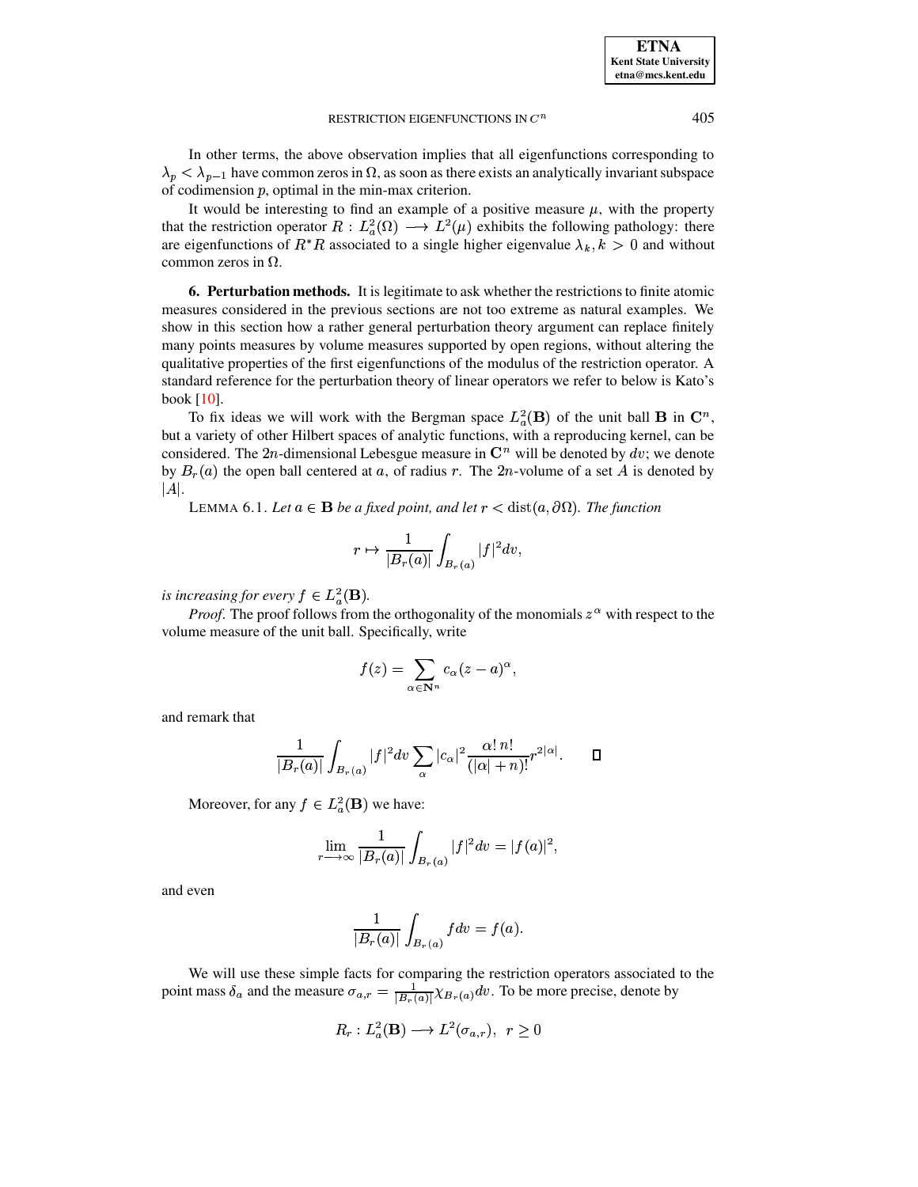In other terms, the above observation implies that all eigenfunctions corresponding to $\lambda_p < \lambda_{p-1}$ have common zeros in $\Omega$, as soon as there exists an analytically invariant subspace of codimension $p$, optimal in the min-max criterion.

It would be interesting to find an example of a positive measure $\mu$, with the property that the restriction operator $R : L^2_a(\Omega) \longrightarrow L^2(\mu)$ exhibits the following pathology: there are eigenfunctions of $R^*R$ associated to a single higher eigenvalue $\lambda_k, k > 0$ and without common zeros in $\Omega$.

**6. Perturbation methods.** It is legitimate to ask whether the restrictions to finite atomic measures considered in the previous sections are not too extreme as natural examples. We show in this section how a rather general perturbation theory argument can replace finitely many points measures by volume measures supported by open regions, without altering the qualitative properties of the first eigenfunctions of the modulus of the restriction operator. A standard reference for the perturbation theory of linear operators we refer to below is Kato's book [10].

To fix ideas we will work with the Bergman space $L^2_a(\mathbf{B})$ of the unit ball $\mathbf{B}$ in $\mathbf{C}^n$, but a variety of other Hilbert spaces of analytic functions, with a reproducing kernel, can be considered. The $2n$-dimensional Lebesgue measure in $\mathbf{C}^n$ will be denoted by $dv$; we denote by $B_r(a)$ the open ball centered at $a$, of radius $r$. The $2n$-volume of a set $A$ is denoted by $|A|$.

LEMMA 6.1. *Let $a \in \mathbf{B}$ be a fixed point, and let $r < \operatorname{dist}(a, \partial\Omega)$. The function*

$$r \mapsto \frac{1}{|B_r(a)|} \int_{B_r(a)} |f|^2 dv,$$

*is increasing for every $f \in L^2_a(\mathbf{B})$.*

*Proof.* The proof follows from the orthogonality of the monomials $z^\alpha$ with respect to the volume measure of the unit ball. Specifically, write

$$f(z) = \sum_{\alpha \in \mathbf{N}^n} c_\alpha (z-a)^\alpha,$$

and remark that

$$\frac{1}{|B_r(a)|} \int_{B_r(a)} |f|^2 dv \sum_\alpha |c_\alpha|^2 \frac{\alpha!\, n!}{(|\alpha|+n)!} r^{2|\alpha|}. \qquad \square$$

Moreover, for any $f \in L^2_a(\mathbf{B})$ we have:

$$\lim_{r \longrightarrow \infty} \frac{1}{|B_r(a)|} \int_{B_r(a)} |f|^2 dv = |f(a)|^2,$$

and even

$$\frac{1}{|B_r(a)|} \int_{B_r(a)} f dv = f(a).$$

We will use these simple facts for comparing the restriction operators associated to the point mass $\delta_a$ and the measure $\sigma_{a,r} = \frac{1}{|B_r(a)|} \chi_{B_r(a)} dv$. To be more precise, denote by

$$R_r : L^2_a(\mathbf{B}) \longrightarrow L^2(\sigma_{a,r}), \;\; r \geq 0$$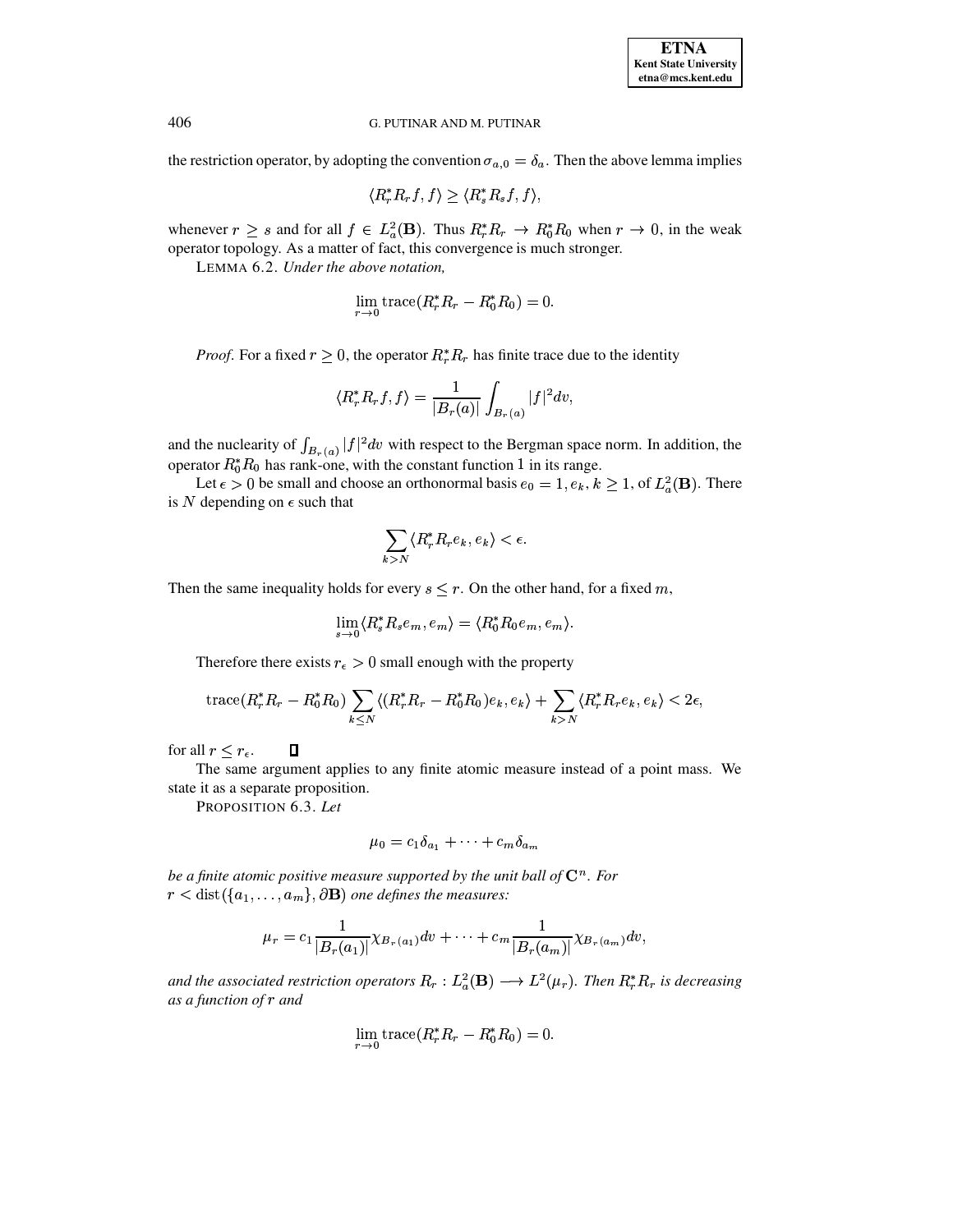the restriction operator, by adopting the convention $\sigma_{a,0} = \delta_a$. Then the above lemma implies

$$\langle R_r^* R_r f, f \rangle \geq \langle R_s^* R_s f, f \rangle,$$

whenever $r \geq s$ and for all $f \in L_a^2(\mathbf{B})$. Thus $R_r^* R_r \to R_0^* R_0$ when $r \to 0$, in the weak operator topology. As a matter of fact, this convergence is much stronger.

LEMMA 6.2. *Under the above notation,*

$$\lim_{r \to 0} \operatorname{trace}(R_r^* R_r - R_0^* R_0) = 0.$$

*Proof*. For a fixed $r \geq 0$, the operator $R_r^* R_r$ has finite trace due to the identity

$$\langle R_r^* R_r f, f \rangle = \frac{1}{|B_r(a)|} \int_{B_r(a)} |f|^2 dv,$$

and the nuclearity of $\int_{B_r(a)} |f|^2 dv$ with respect to the Bergman space norm. In addition, the operator $R_0^* R_0$ has rank-one, with the constant function $1$ in its range.

Let $\epsilon > 0$ be small and choose an orthonormal basis $e_0 = 1, e_k, k \geq 1$, of $L_a^2(\mathbf{B})$. There is $N$ depending on $\epsilon$ such that

$$\sum_{k > N} \langle R_r^* R_r e_k, e_k \rangle < \epsilon.$$

Then the same inequality holds for every $s \leq r$. On the other hand, for a fixed $m$,

$$\lim_{s \to 0} \langle R_s^* R_s e_m, e_m \rangle = \langle R_0^* R_0 e_m, e_m \rangle.$$

Therefore there exists $r_\epsilon > 0$ small enough with the property

$$\operatorname{trace}(R_r^* R_r - R_0^* R_0) \sum_{k \leq N} \langle (R_r^* R_r - R_0^* R_0) e_k, e_k \rangle + \sum_{k > N} \langle R_r^* R_r e_k, e_k \rangle < 2\epsilon,$$

for all $r \leq r_\epsilon$. ∎

The same argument applies to any finite atomic measure instead of a point mass. We state it as a separate proposition.

PROPOSITION 6.3. *Let*

$$\mu_0 = c_1 \delta_{a_1} + \cdots + c_m \delta_{a_m}$$

*be a finite atomic positive measure supported by the unit ball of* $\mathbf{C}^n$. *For* $r < \operatorname{dist}(\{a_1, \ldots, a_m\}, \partial \mathbf{B})$ *one defines the measures:*

$$\mu_r = c_1 \frac{1}{|B_r(a_1)|} \chi_{B_r(a_1)} dv + \cdots + c_m \frac{1}{|B_r(a_m)|} \chi_{B_r(a_m)} dv,$$

*and the associated restriction operators* $R_r : L_a^2(\mathbf{B}) \longrightarrow L^2(\mu_r)$. *Then* $R_r^* R_r$ *is decreasing as a function of* $r$ *and*

$$\lim_{r \to 0} \operatorname{trace}(R_r^* R_r - R_0^* R_0) = 0.$$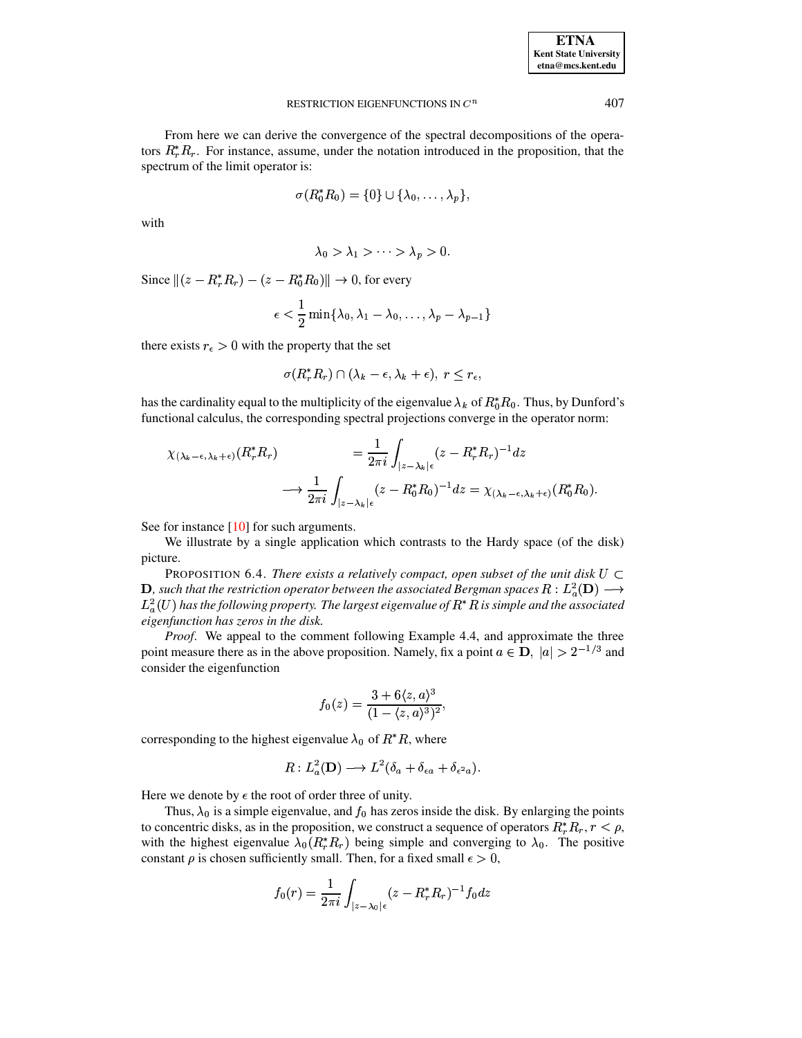From here we can derive the convergence of the spectral decompositions of the operators $R_r^* R_r$. For instance, assume, under the notation introduced in the proposition, that the spectrum of the limit operator is:

$$\sigma(R_0^* R_0) = \{0\} \cup \{\lambda_0, \ldots, \lambda_p\},$$

with

$$\lambda_0 > \lambda_1 > \cdots > \lambda_p > 0.$$

Since $\|(z - R_r^* R_r) - (z - R_0^* R_0)\| \to 0$, for every

$$\epsilon < \frac{1}{2} \min\{\lambda_0, \lambda_1 - \lambda_0, \ldots, \lambda_p - \lambda_{p-1}\}$$

there exists $r_\epsilon > 0$ with the property that the set

$$\sigma(R_r^* R_r) \cap (\lambda_k - \epsilon, \lambda_k + \epsilon), \ r \leq r_\epsilon,$$

has the cardinality equal to the multiplicity of the eigenvalue $\lambda_k$ of $R_0^* R_0$. Thus, by Dunford's functional calculus, the corresponding spectral projections converge in the operator norm:

$$\begin{aligned}
\chi_{(\lambda_k - \epsilon, \lambda_k + \epsilon)}(R_r^* R_r) \qquad &= \frac{1}{2\pi i} \int_{|z - \lambda_k|\epsilon} (z - R_r^* R_r)^{-1} dz \\
&\longrightarrow \frac{1}{2\pi i} \int_{|z - \lambda_k|\epsilon} (z - R_0^* R_0)^{-1} dz = \chi_{(\lambda_k - \epsilon, \lambda_k + \epsilon)}(R_0^* R_0).
\end{aligned}$$

See for instance [10] for such arguments.

We illustrate by a single application which contrasts to the Hardy space (of the disk) picture.

PROPOSITION 6.4. *There exists a relatively compact, open subset of the unit disk $U \subset \mathbf{D}$, such that the restriction operator between the associated Bergman spaces $R : L_a^2(\mathbf{D}) \longrightarrow L_a^2(U)$ has the following property. The largest eigenvalue of $R^* R$ is simple and the associated eigenfunction has zeros in the disk.*

*Proof*. We appeal to the comment following Example 4.4, and approximate the three point measure there as in the above proposition. Namely, fix a point $a \in \mathbf{D}$, $|a| > 2^{-1/3}$ and consider the eigenfunction

$$f_0(z) = \frac{3 + 6\langle z, a\rangle^3}{(1 - \langle z, a\rangle^3)^2},$$

corresponding to the highest eigenvalue $\lambda_0$ of $R^* R$, where

$$R : L_a^2(\mathbf{D}) \longrightarrow L^2(\delta_a + \delta_{\epsilon a} + \delta_{\epsilon^2 a}).$$

Here we denote by $\epsilon$ the root of order three of unity.

Thus, $\lambda_0$ is a simple eigenvalue, and $f_0$ has zeros inside the disk. By enlarging the points to concentric disks, as in the proposition, we construct a sequence of operators $R_r^* R_r$, $r < \rho$, with the highest eigenvalue $\lambda_0(R_r^* R_r)$ being simple and converging to $\lambda_0$. The positive constant $\rho$ is chosen sufficiently small. Then, for a fixed small $\epsilon > 0$,

$$f_0(r) = \frac{1}{2\pi i} \int_{|z - \lambda_0|\epsilon} (z - R_r^* R_r)^{-1} f_0 dz$$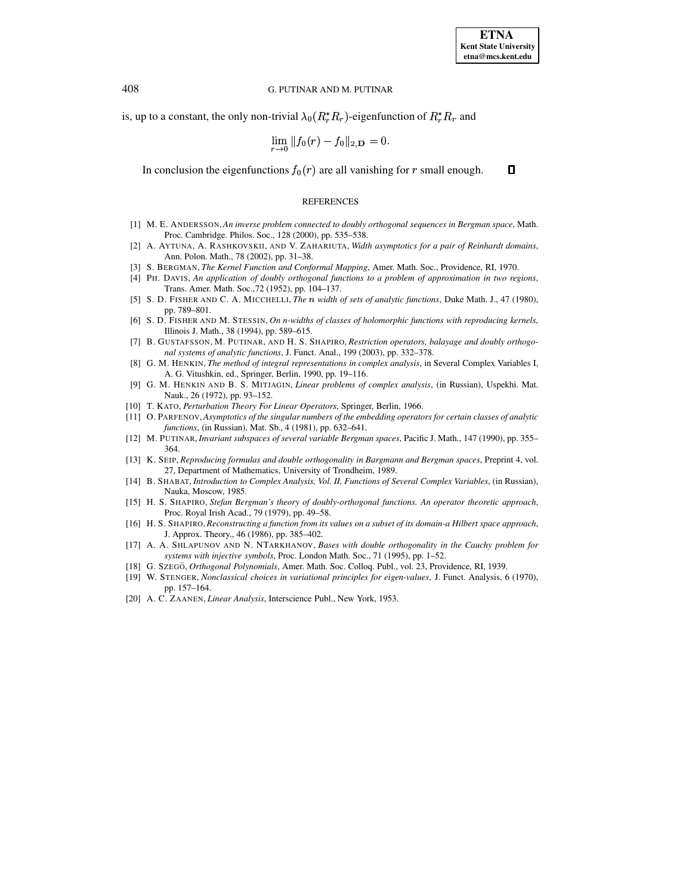is, up to a constant, the only non-trivial $\lambda_0(R_r^* R_r)$-eigenfunction of $R_r^* R_r$ and

$$\lim_{r\to 0} \|f_0(r) - f_0\|_{2,\mathbf{D}} = 0.$$

In conclusion the eigenfunctions $f_0(r)$ are all vanishing for $r$ small enough. ∎

## REFERENCES

- [1] M. E. Andersson, *An inverse problem connected to doubly orthogonal sequences in Bergman space*, Math. Proc. Cambridge. Philos. Soc., 128 (2000), pp. 535–538.
- [2] A. Aytuna, A. Rashkovskii, and V. Zahariuta, *Width asymptotics for a pair of Reinhardt domains*, Ann. Polon. Math., 78 (2002), pp. 31–38.
- [3] S. Bergman, *The Kernel Function and Conformal Mapping*, Amer. Math. Soc., Providence, RI, 1970.
- [4] Ph. Davis, *An application of doubly orthogonal functions to a problem of approximation in two regions*, Trans. Amer. Math. Soc.,72 (1952), pp. 104–137.
- [5] S. D. Fisher and C. A. Micchelli, *The $n$ width of sets of analytic functions*, Duke Math. J., 47 (1980), pp. 789–801.
- [6] S. D. Fisher and M. Stessin, *On n-widths of classes of holomorphic functions with reproducing kernels*, Illinois J. Math., 38 (1994), pp. 589–615.
- [7] B. Gustafsson, M. Putinar, and H. S. Shapiro, *Restriction operators, balayage and doubly orthogonal systems of analytic functions*, J. Funct. Anal., 199 (2003), pp. 332–378.
- [8] G. M. Henkin, *The method of integral representations in complex analysis*, in Several Complex Variables I, A. G. Vitushkin, ed., Springer, Berlin, 1990, pp. 19–116.
- [9] G. M. Henkin and B. S. Mitjagin, *Linear problems of complex analysis*, (in Russian), Uspekhi. Mat. Nauk., 26 (1972), pp. 93–152.
- [10] T. Kato, *Perturbation Theory For Linear Operators*, Springer, Berlin, 1966.
- [11] O. Parfenov, *Asymptotics of the singular numbers of the embedding operators for certain classes of analytic functions*, (in Russian), Mat. Sb., 4 (1981), pp. 632–641.
- [12] M. Putinar, *Invariant subspaces of several variable Bergman spaces*, Pacific J. Math., 147 (1990), pp. 355–364.
- [13] K. Seip, *Reproducing formulas and double orthogonality in Bargmann and Bergman spaces*, Preprint 4, vol. 27, Department of Mathematics, University of Trondheim, 1989.
- [14] B. Shabat, *Introduction to Complex Analysis, Vol. II, Functions of Several Complex Variables*, (in Russian), Nauka, Moscow, 1985.
- [15] H. S. Shapiro, *Stefan Bergman's theory of doubly-orthogonal functions. An operator theoretic approach*, Proc. Royal Irish Acad., 79 (1979), pp. 49–58.
- [16] H. S. Shapiro, *Reconstructing a function from its values on a subset of its domain-a Hilbert space approach*, J. Approx. Theory., 46 (1986), pp. 385–402.
- [17] A. A. Shlapunov and N. NTarkhanov, *Bases with double orthogonality in the Cauchy problem for systems with injective symbols*, Proc. London Math. Soc., 71 (1995), pp. 1–52.
- [18] G. Szegö, *Orthogonal Polynomials*, Amer. Math. Soc. Colloq. Publ., vol. 23, Providence, RI, 1939.
- [19] W. Stenger, *Nonclassical choices in variational principles for eigen-values*, J. Funct. Analysis, 6 (1970), pp. 157–164.
- [20] A. C. Zaanen, *Linear Analysis*, Interscience Publ., New York, 1953.